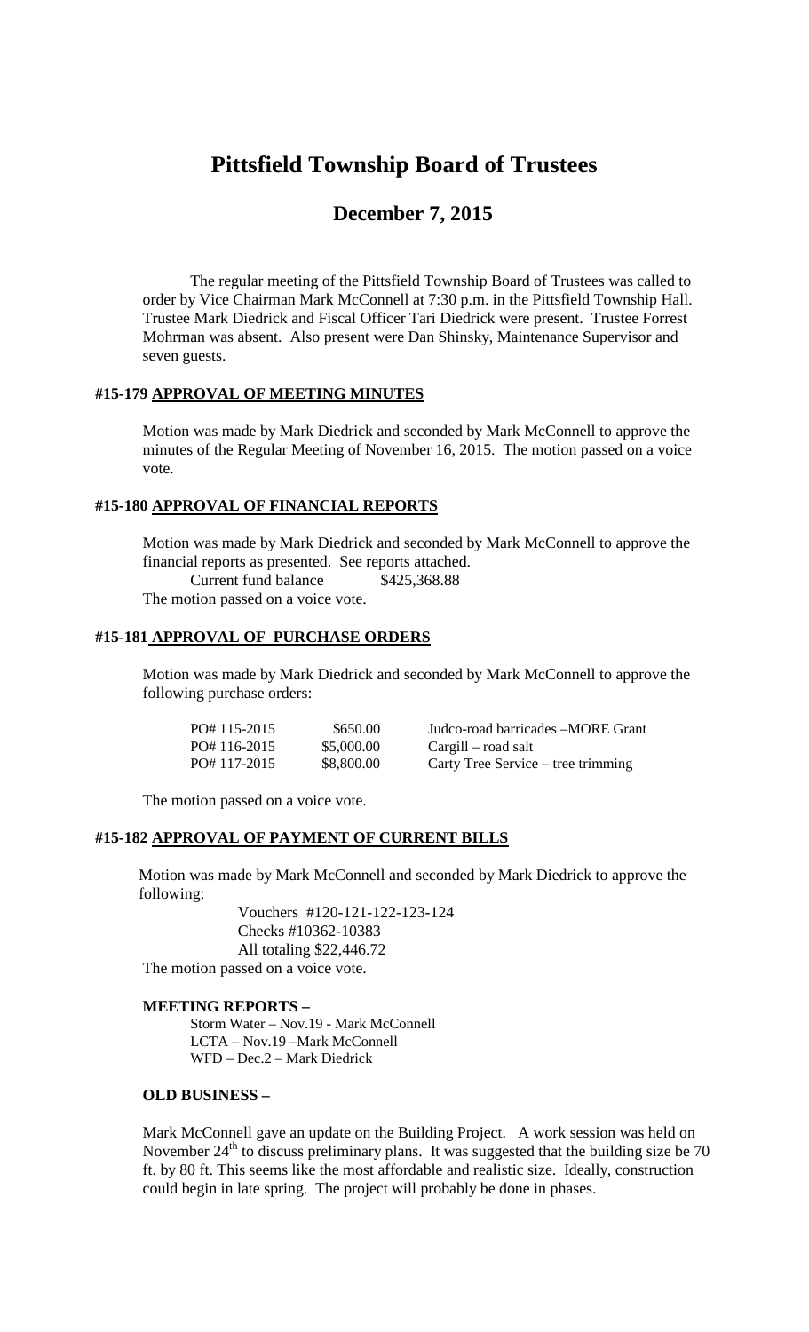# Pittsfield Township Board of Trustees

## December 7, 2015

The regular meeting of the Pittsfield Township Board of Trustees was called to order by Vice Chairman Mark McConnell at 7:30 p.m. in the Pittsfield Township Hall. Trustee Mark Diedrick and Fiscal Officer Tari Diedrick were present. Trustee Forrest Mohrman was absent. Also present were Dan Shinsky, Maintenance Supervisor and seven guests.

### #15-179 APPROVAL OF MEETING MINUTES

Motion was made by Mark Diedrick and seconded by Mark McConnell to approve the minutes of the Regular Meeting of November 16, 2015. The motion passed on a voice vote.

### #15-180 APPROVAL OF FINANCIAL REPORTS

Motion was made by Mark Diedrick and seconded by Mark McConnell to approve the financial reports as presented. See reports attached.

Current fund balance $425,368.88

The motion passed on a voice vote.

### #15-181 APPROVAL OF PURCHASE ORDERS

Motion was made by Mark Diedrick and seconded by Mark McConnell to approve the following purchase orders:

| | | |
|---|---|---|
| PO# 115-2015 | $650.00 | Judco-road barricades –MORE Grant |
| PO# 116-2015 | $5,000.00 | Cargill – road salt |
| PO# 117-2015 | $8,800.00 | Carty Tree Service – tree trimming |

The motion passed on a voice vote.

### #15-182 APPROVAL OF PAYMENT OF CURRENT BILLS

Motion was made by Mark McConnell and seconded Mark Diedrick to approve the following:

Vouchers #120-121-122-123-124
Checks #10362-10383
All totaling $22,446.72

The motion passed on a voice vote.

### MEETING REPORTS –

Storm Water – Nov.19 - Mark McConnell
LCTA – Nov.19 –Mark McConnell
WFD – Dec.2 – Mark Diedrick

### OLD BUSINESS –

Mark McConnell gave an update on the Building Project. A work session was held on November 24th to discuss preliminary plans. It was suggested that the building size be 70 ft. by 80 ft. This seems like the most affordable and realistic size. Ideally, construction could begin in late spring. The project will probably be done in phases.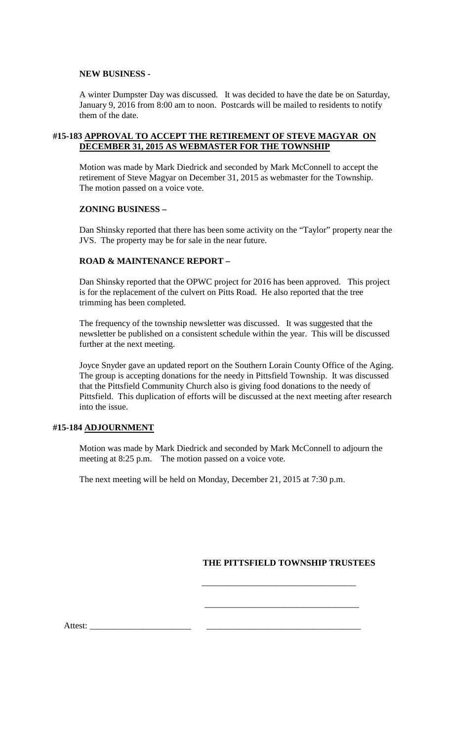**NEW BUSINESS -**

A winter Dumpster Day was discussed. It was decided to have the date be on Saturday, January 9, 2016 from 8:00 am to noon. Postcards will be mailed to residents to notify them of the date.

**#15-183 <u>APPROVAL TO ACCEPT THE RETIREMENT OF STEVE MAGYAR ON DECEMBER 31, 2015 AS WEBMASTER FOR THE TOWNSHIP</u>**

Motion was made by Mark Diedrick and seconded by Mark McConnell to accept the retirement of Steve Magyar on December 31, 2015 as webmaster for the Township. The motion passed on a voice vote.

**ZONING BUSINESS –**

Dan Shinsky reported that there has been some activity on the "Taylor" property near the JVS. The property may be for sale in the near future.

**ROAD & MAINTENANCE REPORT –**

Dan Shinsky reported that the OPWC project for 2016 has been approved. This project is for the replacement of the culvert on Pitts Road. He also reported that the tree trimming has been completed.

The frequency of the township newsletter was discussed. It was suggested that the newsletter be published on a consistent schedule within the year. This will be discussed further at the next meeting.

Joyce Snyder gave an updated report on the Southern Lorain County Office of the Aging. The group is accepting donations for the needy in Pittsfield Township. It was discussed that the Pittsfield Community Church also is giving food donations to the needy of Pittsfield. This duplication of efforts will be discussed at the next meeting after research into the issue.

**#15-184 <u>ADJOURNMENT</u>**

Motion was made by Mark Diedrick and seconded by Mark McConnell to adjourn the meeting at 8:25 p.m. The motion passed on a voice vote.

The next meeting will be held on Monday, December 21, 2015 at 7:30 p.m.

**THE PITTSFIELD TOWNSHIP TRUSTEES**

\_\_\_\_\_\_\_\_\_\_\_\_\_\_\_\_\_\_\_\_\_\_\_\_\_\_\_\_\_\_\_\_\_\_

\_\_\_\_\_\_\_\_\_\_\_\_\_\_\_\_\_\_\_\_\_\_\_\_\_\_\_\_\_\_\_\_\_\_

Attest: \_\_\_\_\_\_\_\_\_\_\_\_\_\_\_\_\_\_\_\_\_\_\_ \_\_\_\_\_\_\_\_\_\_\_\_\_\_\_\_\_\_\_\_\_\_\_\_\_\_\_\_\_\_\_\_\_\_